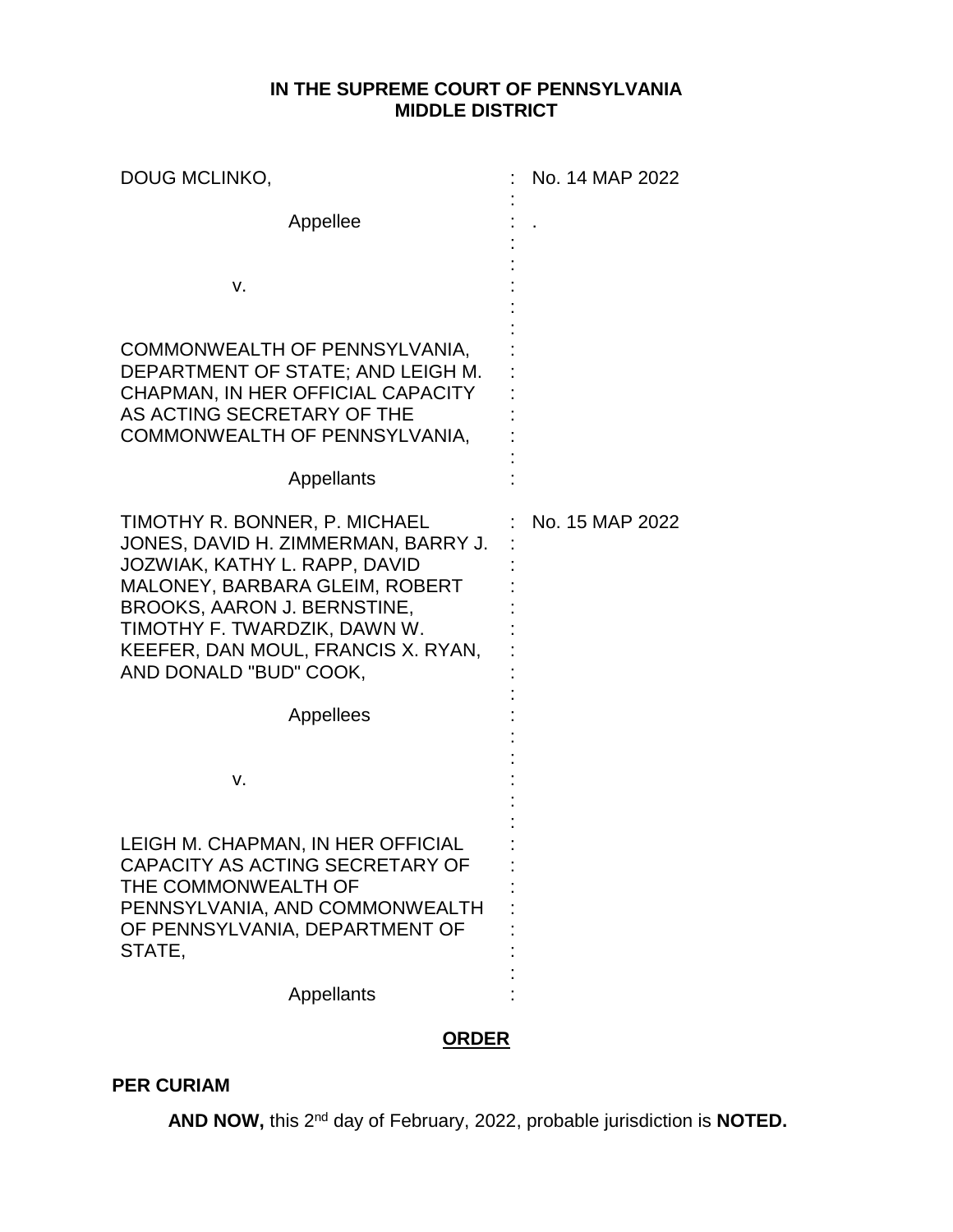**IN THE SUPREME COURT OF PENNSYLVANIA**
**MIDDLE DISTRICT**

| | | |
|---|---|---|
| DOUG MCLINKO,<br><br>Appellee<br><br>v.<br><br>COMMONWEALTH OF PENNSYLVANIA, DEPARTMENT OF STATE; AND LEIGH M. CHAPMAN, IN HER OFFICIAL CAPACITY AS ACTING SECRETARY OF THE COMMONWEALTH OF PENNSYLVANIA,<br><br>Appellants | : | No. 14 MAP 2022<br><br>. |
| TIMOTHY R. BONNER, P. MICHAEL JONES, DAVID H. ZIMMERMAN, BARRY J. JOZWIAK, KATHY L. RAPP, DAVID MALONEY, BARBARA GLEIM, ROBERT BROOKS, AARON J. BERNSTINE, TIMOTHY F. TWARDZIK, DAWN W. KEEFER, DAN MOUL, FRANCIS X. RYAN, AND DONALD "BUD" COOK,<br><br>Appellees<br><br>v.<br><br>LEIGH M. CHAPMAN, IN HER OFFICIAL CAPACITY AS ACTING SECRETARY OF THE COMMONWEALTH OF PENNSYLVANIA, AND COMMONWEALTH OF PENNSYLVANIA, DEPARTMENT OF STATE,<br><br>Appellants | : | No. 15 MAP 2022 |

**ORDER**

**PER CURIAM**

**AND NOW,** this 2nd day of February, 2022, probable jurisdiction is **NOTED.**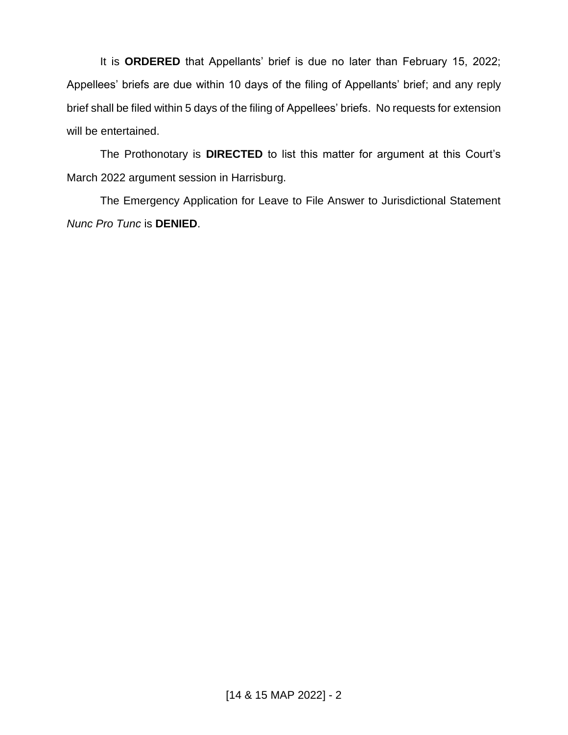It is **ORDERED** that Appellants' brief is due no later than February 15, 2022; Appellees' briefs are due within 10 days of the filing of Appellants' brief; and any reply brief shall be filed within 5 days of the filing of Appellees' briefs. No requests for extension will be entertained.

The Prothonotary is **DIRECTED** to list this matter for argument at this Court's March 2022 argument session in Harrisburg.

The Emergency Application for Leave to File Answer to Jurisdictional Statement *Nunc Pro Tunc* is **DENIED**.